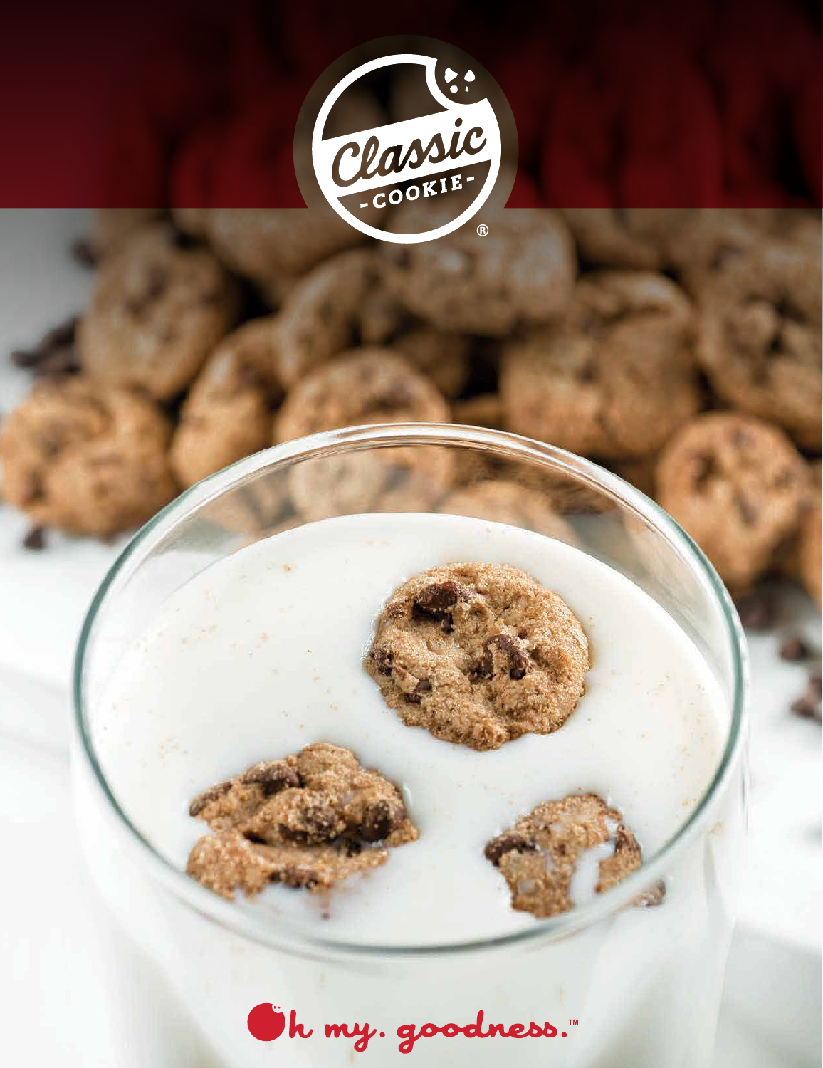Classic COOKIE®

Oh my. goodness.™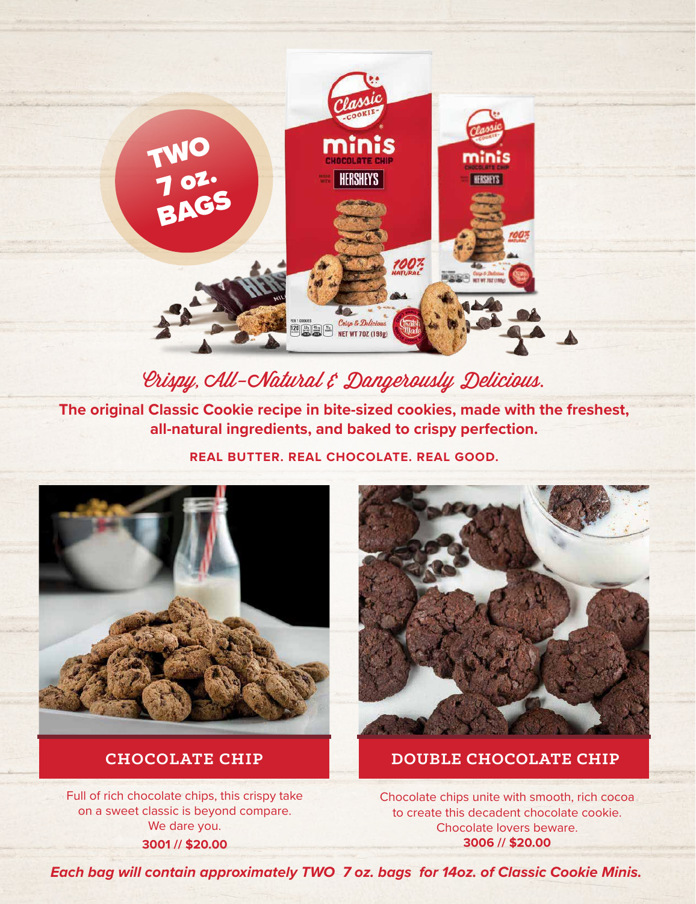TWO 7 oz. BAGS

*Crispy, All-Natural & Dangerously Delicious.*

**The original Classic Cookie recipe in bite-sized cookies, made with the freshest, all-natural ingredients, and baked to crispy perfection.**

**REAL BUTTER. REAL CHOCOLATE. REAL GOOD.**

## CHOCOLATE CHIP

Full of rich chocolate chips, this crispy take on a sweet classic is beyond compare. We dare you.

**3001 // $20.00**

## DOUBLE CHOCOLATE CHIP

Chocolate chips unite with smooth, rich cocoa to create this decadent chocolate cookie. Chocolate lovers beware.

**3006 // $20.00**

***Each bag will contain approximately TWO 7 oz. bags for 14oz. of Classic Cookie Minis.***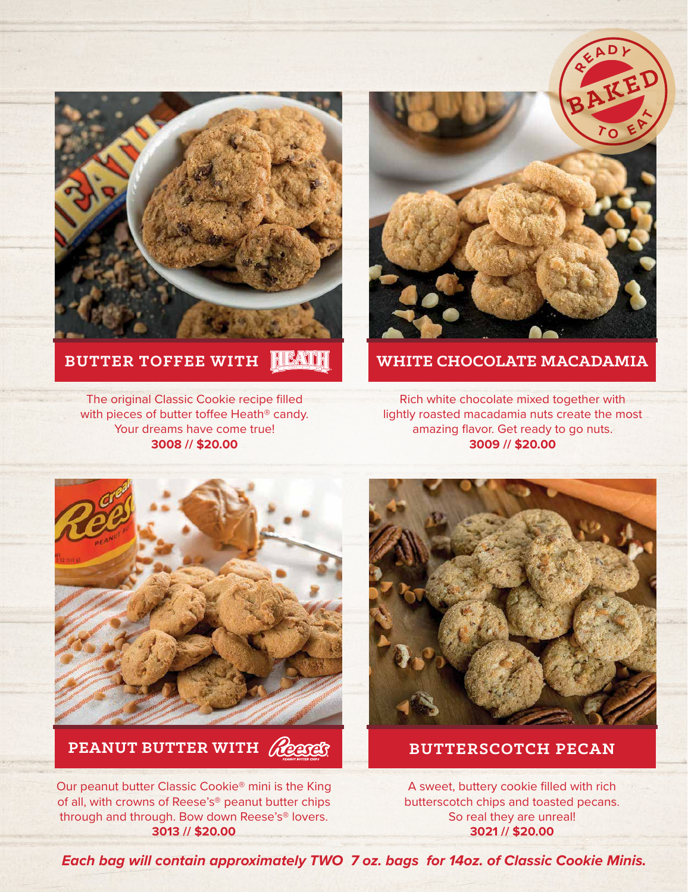READY BAKED TO EAT

## BUTTER TOFFEE WITH HEATH

The original Classic Cookie recipe filled with pieces of butter toffee Heath® candy. Your dreams have come true!

**3008 // $20.00**

## WHITE CHOCOLATE MACADAMIA

Rich white chocolate mixed together with lightly roasted macadamia nuts create the most amazing flavor. Get ready to go nuts.

**3009 // $20.00**

## PEANUT BUTTER WITH Reese's

Our peanut butter Classic Cookie® mini is the King of all, with crowns of Reese's® peanut butter chips through and through. Bow down Reese's® lovers.

**3013 // $20.00**

## BUTTERSCOTCH PECAN

A sweet, buttery cookie filled with rich butterscotch chips and toasted pecans. So real they are unreal!

**3021 // $20.00**

***Each bag will contain approximately TWO 7 oz. bags for 14oz. of Classic Cookie Minis.***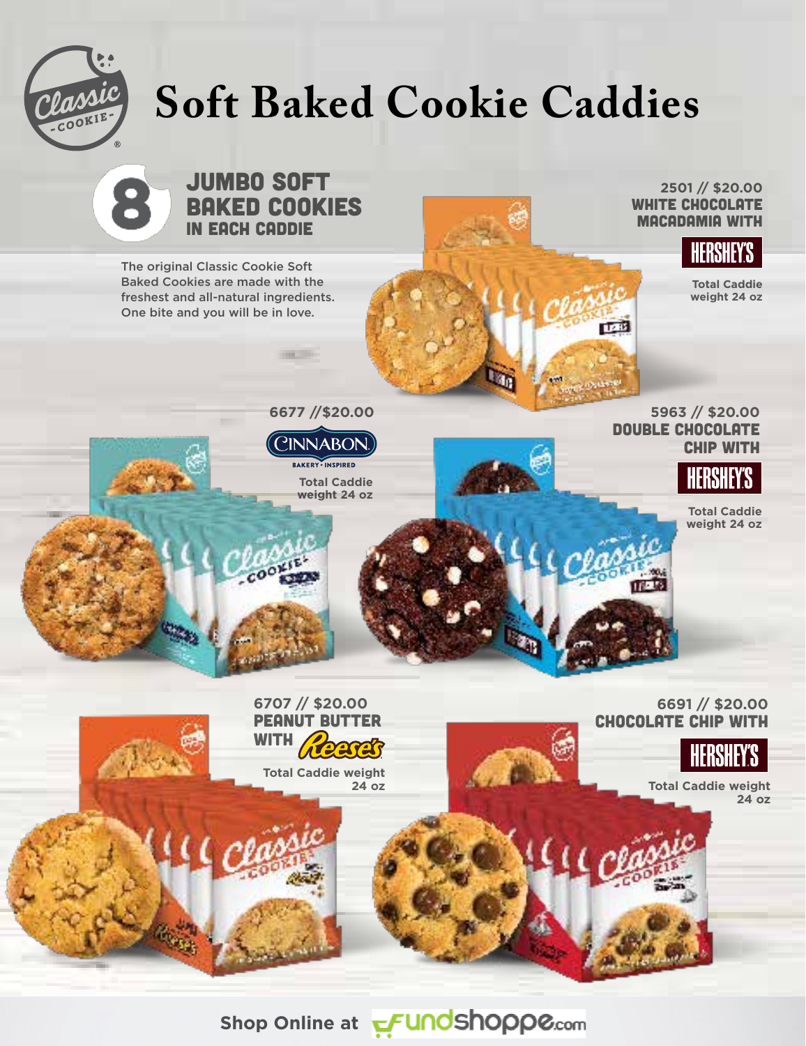# Soft Baked Cookie Caddies

## 8 JUMBO SOFT BAKED COOKIES IN EACH CADDIE

The original Classic Cookie Soft Baked Cookies are made with the freshest and all-natural ingredients. One bite and you will be in love.

**2501 // $20.00**
**WHITE CHOCOLATE MACADAMIA WITH HERSHEY'S**
Total Caddie weight 24 oz

**6677 //$20.00**
**CINNABON BAKERY • INSPIRED**
Total Caddie weight 24 oz

**5963 // $20.00**
**DOUBLE CHOCOLATE CHIP WITH HERSHEY'S**
Total Caddie weight 24 oz

**6707 // $20.00**
**PEANUT BUTTER WITH Reese's**
Total Caddie weight 24 oz

**6691 // $20.00**
**CHOCOLATE CHIP WITH HERSHEY'S**
Total Caddie weight 24 oz

Shop Online at fundshoppe.com